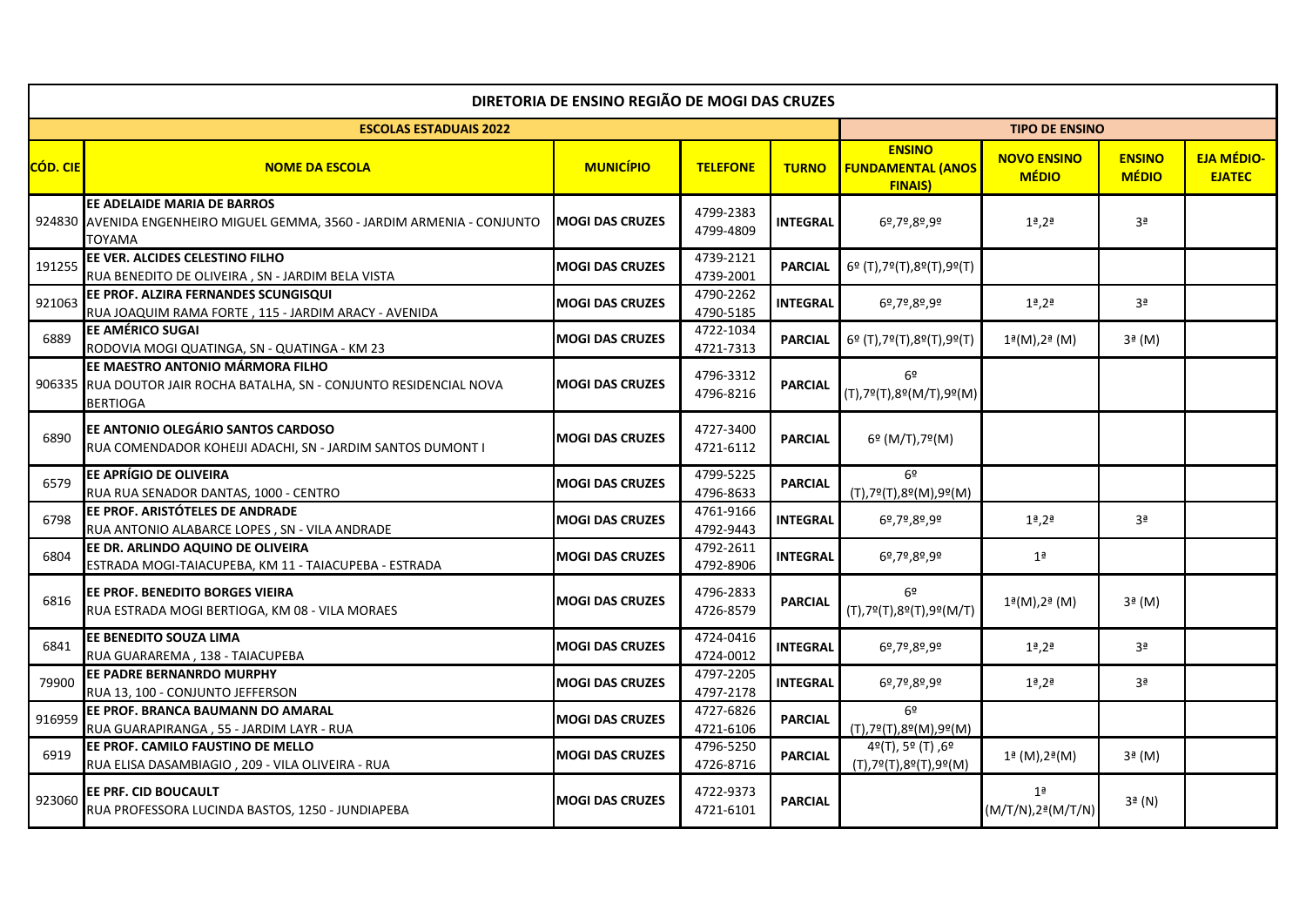| DIRETORIA DE ENSINO REGIÃO DE MOGI DAS CRUZES | | | | | | | | |
|---|---|---|---|---|---|---|---|---|
| **ESCOLAS ESTADUAIS 2022** | | | | | **TIPO DE ENSINO** | | | |
| **CÓD. CIE** | **NOME DA ESCOLA** | **MUNICÍPIO** | **TELEFONE** | **TURNO** | **ENSINO FUNDAMENTAL (ANOS FINAIS)** | **NOVO ENSINO MÉDIO** | **ENSINO MÉDIO** | **EJA MÉDIO-EJATEC** |
| 924830 | **EE ADELAIDE MARIA DE BARROS** AVENIDA ENGENHEIRO MIGUEL GEMMA, 3560 - JARDIM ARMENIA - CONJUNTO TOYAMA | **MOGI DAS CRUZES** | 4799-2383 4799-4809 | **INTEGRAL** | 6º,7º,8º,9º | 1ª,2ª | 3ª | |
| 191255 | **EE VER. ALCIDES CELESTINO FILHO** RUA BENEDITO DE OLIVEIRA , SN - JARDIM BELA VISTA | **MOGI DAS CRUZES** | 4739-2121 4739-2001 | **PARCIAL** | 6º (T),7º(T),8º(T),9º(T) | | | |
| 921063 | **EE PROF. ALZIRA FERNANDES SCUNGISQUI** RUA JOAQUIM RAMA FORTE , 115 - JARDIM ARACY - AVENIDA | **MOGI DAS CRUZES** | 4790-2262 4790-5185 | **INTEGRAL** | 6º,7º,8º,9º | 1ª,2ª | 3ª | |
| 6889 | **EE AMÉRICO SUGAI** RODOVIA MOGI QUATINGA, SN - QUATINGA - KM 23 | **MOGI DAS CRUZES** | 4722-1034 4721-7313 | **PARCIAL** | 6º (T),7º(T),8º(T),9º(T) | 1ª(M),2ª (M) | 3ª (M) | |
| 906335 | **EE MAESTRO ANTONIO MÁRMORA FILHO** RUA DOUTOR JAIR ROCHA BATALHA, SN - CONJUNTO RESIDENCIAL NOVA BERTIOGA | **MOGI DAS CRUZES** | 4796-3312 4796-8216 | **PARCIAL** | 6º (T),7º(T),8º(M/T),9º(M) | | | |
| 6890 | **EE ANTONIO OLEGÁRIO SANTOS CARDOSO** RUA COMENDADOR KOHEIJI ADACHI, SN - JARDIM SANTOS DUMONT I | **MOGI DAS CRUZES** | 4727-3400 4721-6112 | **PARCIAL** | 6º (M/T),7º(M) | | | |
| 6579 | **EE APRÍGIO DE OLIVEIRA** RUA RUA SENADOR DANTAS, 1000 - CENTRO | **MOGI DAS CRUZES** | 4799-5225 4796-8633 | **PARCIAL** | 6º (T),7º(T),8º(M),9º(M) | | | |
| 6798 | **EE PROF. ARISTÓTELES DE ANDRADE** RUA ANTONIO ALABARCE LOPES , SN - VILA ANDRADE | **MOGI DAS CRUZES** | 4761-9166 4792-9443 | **INTEGRAL** | 6º,7º,8º,9º | 1ª,2ª | 3ª | |
| 6804 | **EE DR. ARLINDO AQUINO DE OLIVEIRA** ESTRADA MOGI-TAIACUPEBA, KM 11 - TAIACUPEBA - ESTRADA | **MOGI DAS CRUZES** | 4792-2611 4792-8906 | **INTEGRAL** | 6º,7º,8º,9º | 1ª | | |
| 6816 | **EE PROF. BENEDITO BORGES VIEIRA** RUA ESTRADA MOGI BERTIOGA, KM 08 - VILA MORAES | **MOGI DAS CRUZES** | 4796-2833 4726-8579 | **PARCIAL** | 6º (T),7º(T),8º(T),9º(M/T) | 1ª(M),2ª (M) | 3ª (M) | |
| 6841 | **EE BENEDITO SOUZA LIMA** RUA GUARAREMA , 138 - TAIACUPEBA | **MOGI DAS CRUZES** | 4724-0416 4724-0012 | **INTEGRAL** | 6º,7º,8º,9º | 1ª,2ª | 3ª | |
| 79900 | **EE PADRE BERNANRDO MURPHY** RUA 13, 100 - CONJUNTO JEFFERSON | **MOGI DAS CRUZES** | 4797-2205 4797-2178 | **INTEGRAL** | 6º,7º,8º,9º | 1ª,2ª | 3ª | |
| 916959 | **EE PROF. BRANCA BAUMANN DO AMARAL** RUA GUARAPIRANGA , 55 - JARDIM LAYR - RUA | **MOGI DAS CRUZES** | 4727-6826 4721-6106 | **PARCIAL** | 6º (T),7º(T),8º(M),9º(M) | | | |
| 6919 | **EE PROF. CAMILO FAUSTINO DE MELLO** RUA ELISA DASAMBIAGIO , 209 - VILA OLIVEIRA - RUA | **MOGI DAS CRUZES** | 4796-5250 4726-8716 | **PARCIAL** | 4º(T), 5º (T) ,6º (T),7º(T),8º(T),9º(M) | 1ª (M),2ª(M) | 3ª (M) | |
| 923060 | **EE PRF. CID BOUCAULT** RUA PROFESSORA LUCINDA BASTOS, 1250 - JUNDIAPEBA | **MOGI DAS CRUZES** | 4722-9373 4721-6101 | **PARCIAL** | | 1ª (M/T/N),2ª(M/T/N) | 3ª (N) | |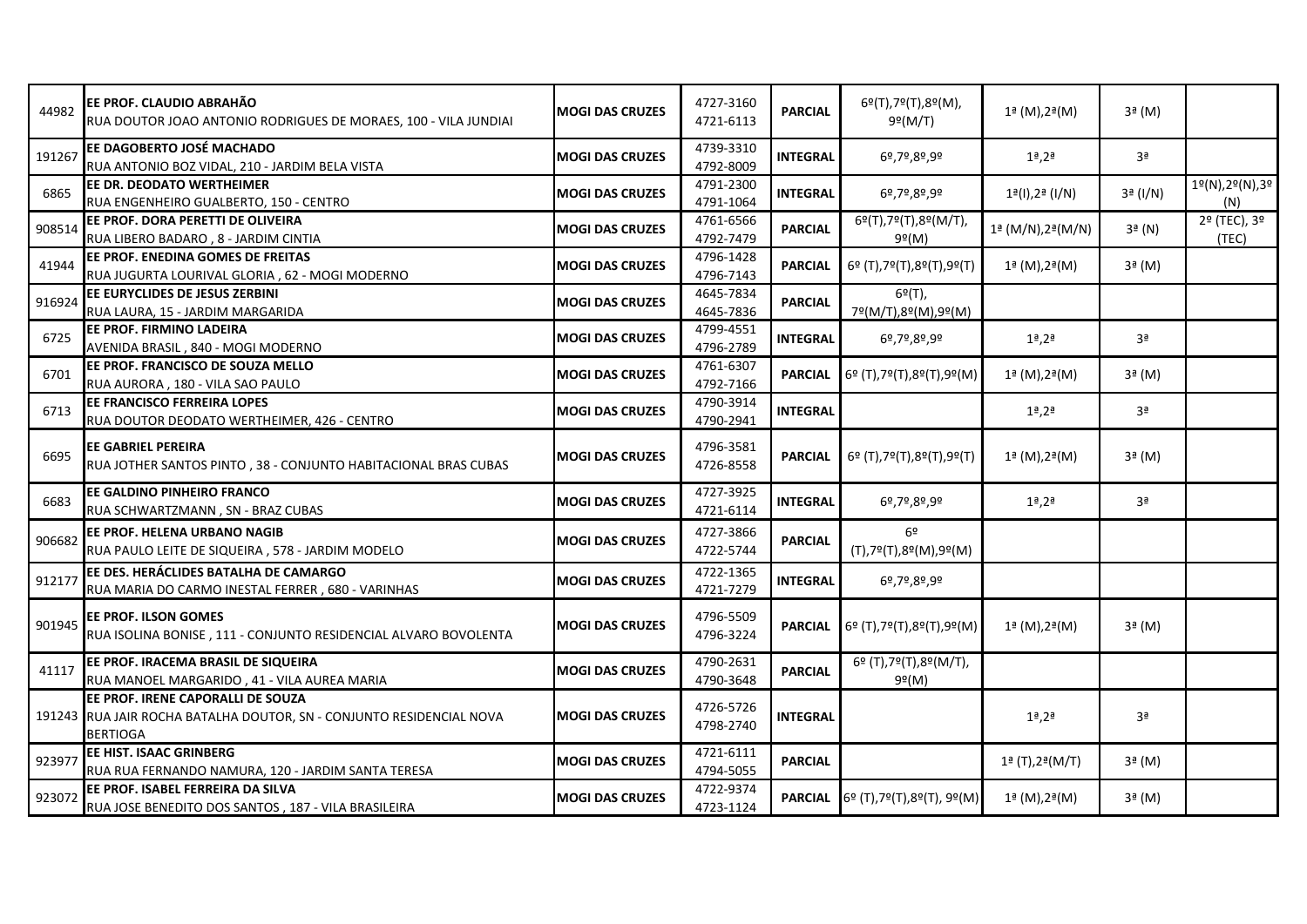| | | | | | | | | |
|---|---|---|---|---|---|---|---|---|
| 44982 | **EE PROF. CLAUDIO ABRAHÃO** RUA DOUTOR JOAO ANTONIO RODRIGUES DE MORAES, 100 - VILA JUNDIAI | **MOGI DAS CRUZES** | 4727-3160 4721-6113 | **PARCIAL** | 6º(T),7º(T),8º(M), 9º(M/T) | 1ª (M),2ª(M) | 3ª (M) | |
| 191267 | **EE DAGOBERTO JOSÉ MACHADO** RUA ANTONIO BOZ VIDAL, 210 - JARDIM BELA VISTA | **MOGI DAS CRUZES** | 4739-3310 4792-8009 | **INTEGRAL** | 6º,7º,8º,9º | 1ª,2ª | 3ª | |
| 6865 | **EE DR. DEODATO WERTHEIMER** RUA ENGENHEIRO GUALBERTO, 150 - CENTRO | **MOGI DAS CRUZES** | 4791-2300 4791-1064 | **INTEGRAL** | 6º,7º,8º,9º | 1ª(I),2ª (I/N) | 3ª (I/N) | 1º(N),2º(N),3º (N) |
| 908514 | **EE PROF. DORA PERETTI DE OLIVEIRA** RUA LIBERO BADARO , 8 - JARDIM CINTIA | **MOGI DAS CRUZES** | 4761-6566 4792-7479 | **PARCIAL** | 6º(T),7º(T),8º(M/T), 9º(M) | 1ª (M/N),2ª(M/N) | 3ª (N) | 2º (TEC), 3º (TEC) |
| 41944 | **EE PROF. ENEDINA GOMES DE FREITAS** RUA JUGURTA LOURIVAL GLORIA , 62 - MOGI MODERNO | **MOGI DAS CRUZES** | 4796-1428 4796-7143 | **PARCIAL** | 6º (T),7º(T),8º(T),9º(T) | 1ª (M),2ª(M) | 3ª (M) | |
| 916924 | **EE EURYCLIDES DE JESUS ZERBINI** RUA LAURA, 15 - JARDIM MARGARIDA | **MOGI DAS CRUZES** | 4645-7834 4645-7836 | **PARCIAL** | 6º(T), 7º(M/T),8º(M),9º(M) | | | |
| 6725 | **EE PROF. FIRMINO LADEIRA** AVENIDA BRASIL , 840 - MOGI MODERNO | **MOGI DAS CRUZES** | 4799-4551 4796-2789 | **INTEGRAL** | 6º,7º,8º,9º | 1ª,2ª | 3ª | |
| 6701 | **EE PROF. FRANCISCO DE SOUZA MELLO** RUA AURORA , 180 - VILA SAO PAULO | **MOGI DAS CRUZES** | 4761-6307 4792-7166 | **PARCIAL** | 6º (T),7º(T),8º(T),9º(M) | 1ª (M),2ª(M) | 3ª (M) | |
| 6713 | **EE FRANCISCO FERREIRA LOPES** RUA DOUTOR DEODATO WERTHEIMER, 426 - CENTRO | **MOGI DAS CRUZES** | 4790-3914 4790-2941 | **INTEGRAL** | | 1ª,2ª | 3ª | |
| 6695 | **EE GABRIEL PEREIRA** RUA JOTHER SANTOS PINTO , 38 - CONJUNTO HABITACIONAL BRAS CUBAS | **MOGI DAS CRUZES** | 4796-3581 4726-8558 | **PARCIAL** | 6º (T),7º(T),8º(T),9º(T) | 1ª (M),2ª(M) | 3ª (M) | |
| 6683 | **EE GALDINO PINHEIRO FRANCO** RUA SCHWARTZMANN , SN - BRAZ CUBAS | **MOGI DAS CRUZES** | 4727-3925 4721-6114 | **INTEGRAL** | 6º,7º,8º,9º | 1ª,2ª | 3ª | |
| 906682 | **EE PROF. HELENA URBANO NAGIB** RUA PAULO LEITE DE SIQUEIRA , 578 - JARDIM MODELO | **MOGI DAS CRUZES** | 4727-3866 4722-5744 | **PARCIAL** | 6º (T),7º(T),8º(M),9º(M) | | | |
| 912177 | **EE DES. HERÁCLIDES BATALHA DE CAMARGO** RUA MARIA DO CARMO INESTAL FERRER , 680 - VARINHAS | **MOGI DAS CRUZES** | 4722-1365 4721-7279 | **INTEGRAL** | 6º,7º,8º,9º | | | |
| 901945 | **EE PROF. ILSON GOMES** RUA ISOLINA BONISE , 111 - CONJUNTO RESIDENCIAL ALVARO BOVOLENTA | **MOGI DAS CRUZES** | 4796-5509 4796-3224 | **PARCIAL** | 6º (T),7º(T),8º(T),9º(M) | 1ª (M),2ª(M) | 3ª (M) | |
| 41117 | **EE PROF. IRACEMA BRASIL DE SIQUEIRA** RUA MANOEL MARGARIDO , 41 - VILA AUREA MARIA | **MOGI DAS CRUZES** | 4790-2631 4790-3648 | **PARCIAL** | 6º (T),7º(T),8º(M/T), 9º(M) | | | |
| 191243 | **EE PROF. IRENE CAPORALLI DE SOUZA** RUA JAIR ROCHA BATALHA DOUTOR, SN - CONJUNTO RESIDENCIAL NOVA BERTIOGA | **MOGI DAS CRUZES** | 4726-5726 4798-2740 | **INTEGRAL** | | 1ª,2ª | 3ª | |
| 923977 | **EE HIST. ISAAC GRINBERG** RUA RUA FERNANDO NAMURA, 120 - JARDIM SANTA TERESA | **MOGI DAS CRUZES** | 4721-6111 4794-5055 | **PARCIAL** | | 1ª (T),2ª(M/T) | 3ª (M) | |
| 923072 | **EE PROF. ISABEL FERREIRA DA SILVA** RUA JOSE BENEDITO DOS SANTOS , 187 - VILA BRASILEIRA | **MOGI DAS CRUZES** | 4722-9374 4723-1124 | **PARCIAL** | 6º (T),7º(T),8º(T), 9º(M) | 1ª (M),2ª(M) | 3ª (M) | |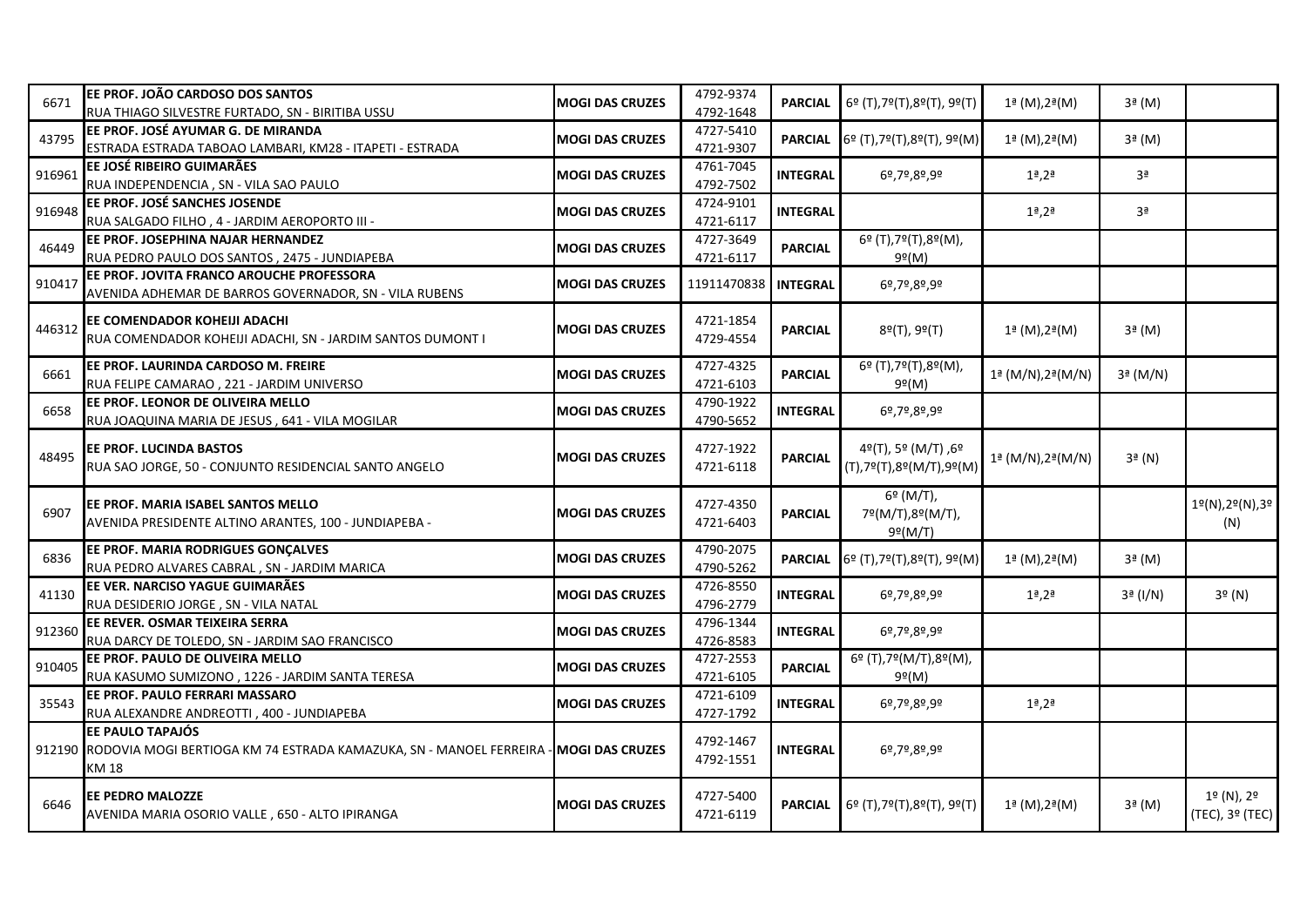| | | | | | | | | |
|---|---|---|---|---|---|---|---|---|
| 6671 | **EE PROF. JOÃO CARDOSO DOS SANTOS**<br>RUA THIAGO SILVESTRE FURTADO, SN - BIRITIBA USSU | **MOGI DAS CRUZES** | 4792-9374<br>4792-1648 | **PARCIAL** | 6º (T),7º(T),8º(T), 9º(T) | 1ª (M),2ª(M) | 3ª (M) | |
| 43795 | **EE PROF. JOSÉ AYUMAR G. DE MIRANDA**<br>ESTRADA ESTRADA TABOAO LAMBARI, KM28 - ITAPETI - ESTRADA | **MOGI DAS CRUZES** | 4727-5410<br>4721-9307 | **PARCIAL** | 6º (T),7º(T),8º(T), 9º(M) | 1ª (M),2ª(M) | 3ª (M) | |
| 916961 | **EE JOSÉ RIBEIRO GUIMARÃES**<br>RUA INDEPENDENCIA , SN - VILA SAO PAULO | **MOGI DAS CRUZES** | 4761-7045<br>4792-7502 | **INTEGRAL** | 6º,7º,8º,9º | 1ª,2ª | 3ª | |
| 916948 | **EE PROF. JOSÉ SANCHES JOSENDE**<br>RUA SALGADO FILHO , 4 - JARDIM AEROPORTO III - | **MOGI DAS CRUZES** | 4724-9101<br>4721-6117 | **INTEGRAL** | | 1ª,2ª | 3ª | |
| 46449 | **EE PROF. JOSEPHINA NAJAR HERNANDEZ**<br>RUA PEDRO PAULO DOS SANTOS , 2475 - JUNDIAPEBA | **MOGI DAS CRUZES** | 4727-3649<br>4721-6117 | **PARCIAL** | 6º (T),7º(T),8º(M), 9º(M) | | | |
| 910417 | **EE PROF. JOVITA FRANCO AROUCHE PROFESSORA**<br>AVENIDA ADHEMAR DE BARROS GOVERNADOR, SN - VILA RUBENS | **MOGI DAS CRUZES** | 11911470838 | **INTEGRAL** | 6º,7º,8º,9º | | | |
| 446312 | **EE COMENDADOR KOHEIJI ADACHI**<br>RUA COMENDADOR KOHEIJI ADACHI, SN - JARDIM SANTOS DUMONT I | **MOGI DAS CRUZES** | 4721-1854<br>4729-4554 | **PARCIAL** | 8º(T), 9º(T) | 1ª (M),2ª(M) | 3ª (M) | |
| 6661 | **EE PROF. LAURINDA CARDOSO M. FREIRE**<br>RUA FELIPE CAMARAO , 221 - JARDIM UNIVERSO | **MOGI DAS CRUZES** | 4727-4325<br>4721-6103 | **PARCIAL** | 6º (T),7º(T),8º(M), 9º(M) | 1ª (M/N),2ª(M/N) | 3ª (M/N) | |
| 6658 | **EE PROF. LEONOR DE OLIVEIRA MELLO**<br>RUA JOAQUINA MARIA DE JESUS , 641 - VILA MOGILAR | **MOGI DAS CRUZES** | 4790-1922<br>4790-5652 | **INTEGRAL** | 6º,7º,8º,9º | | | |
| 48495 | **EE PROF. LUCINDA BASTOS**<br>RUA SAO JORGE, 50 - CONJUNTO RESIDENCIAL SANTO ANGELO | **MOGI DAS CRUZES** | 4727-1922<br>4721-6118 | **PARCIAL** | 4º(T), 5º (M/T) ,6º (T),7º(T),8º(M/T),9º(M) | 1ª (M/N),2ª(M/N) | 3ª (N) | |
| 6907 | **EE PROF. MARIA ISABEL SANTOS MELLO**<br>AVENIDA PRESIDENTE ALTINO ARANTES, 100 - JUNDIAPEBA - | **MOGI DAS CRUZES** | 4727-4350<br>4721-6403 | **PARCIAL** | 6º (M/T), 7º(M/T),8º(M/T), 9º(M/T) | | | 1º(N),2º(N),3º (N) |
| 6836 | **EE PROF. MARIA RODRIGUES GONÇALVES**<br>RUA PEDRO ALVARES CABRAL , SN - JARDIM MARICA | **MOGI DAS CRUZES** | 4790-2075<br>4790-5262 | **PARCIAL** | 6º (T),7º(T),8º(T), 9º(M) | 1ª (M),2ª(M) | 3ª (M) | |
| 41130 | **EE VER. NARCISO YAGUE GUIMARÃES**<br>RUA DESIDERIO JORGE , SN - VILA NATAL | **MOGI DAS CRUZES** | 4726-8550<br>4796-2779 | **INTEGRAL** | 6º,7º,8º,9º | 1ª,2ª | 3ª (I/N) | 3º (N) |
| 912360 | **EE REVER. OSMAR TEIXEIRA SERRA**<br>RUA DARCY DE TOLEDO, SN - JARDIM SAO FRANCISCO | **MOGI DAS CRUZES** | 4796-1344<br>4726-8583 | **INTEGRAL** | 6º,7º,8º,9º | | | |
| 910405 | **EE PROF. PAULO DE OLIVEIRA MELLO**<br>RUA KASUMO SUMIZONO , 1226 - JARDIM SANTA TERESA | **MOGI DAS CRUZES** | 4727-2553<br>4721-6105 | **PARCIAL** | 6º (T),7º(M/T),8º(M), 9º(M) | | | |
| 35543 | **EE PROF. PAULO FERRARI MASSARO**<br>RUA ALEXANDRE ANDREOTTI , 400 - JUNDIAPEBA | **MOGI DAS CRUZES** | 4721-6109<br>4727-1792 | **INTEGRAL** | 6º,7º,8º,9º | 1ª,2ª | | |
| 912190 | **EE PAULO TAPAJÓS**<br>RODOVIA MOGI BERTIOGA KM 74 ESTRADA KAMAZUKA, SN - MANOEL FERREIRA - KM 18 | **MOGI DAS CRUZES** | 4792-1467<br>4792-1551 | **INTEGRAL** | 6º,7º,8º,9º | | | |
| 6646 | **EE PEDRO MALOZZE**<br>AVENIDA MARIA OSORIO VALLE , 650 - ALTO IPIRANGA | **MOGI DAS CRUZES** | 4727-5400<br>4721-6119 | **PARCIAL** | 6º (T),7º(T),8º(T), 9º(T) | 1ª (M),2ª(M) | 3ª (M) | 1º (N), 2º (TEC), 3º (TEC) |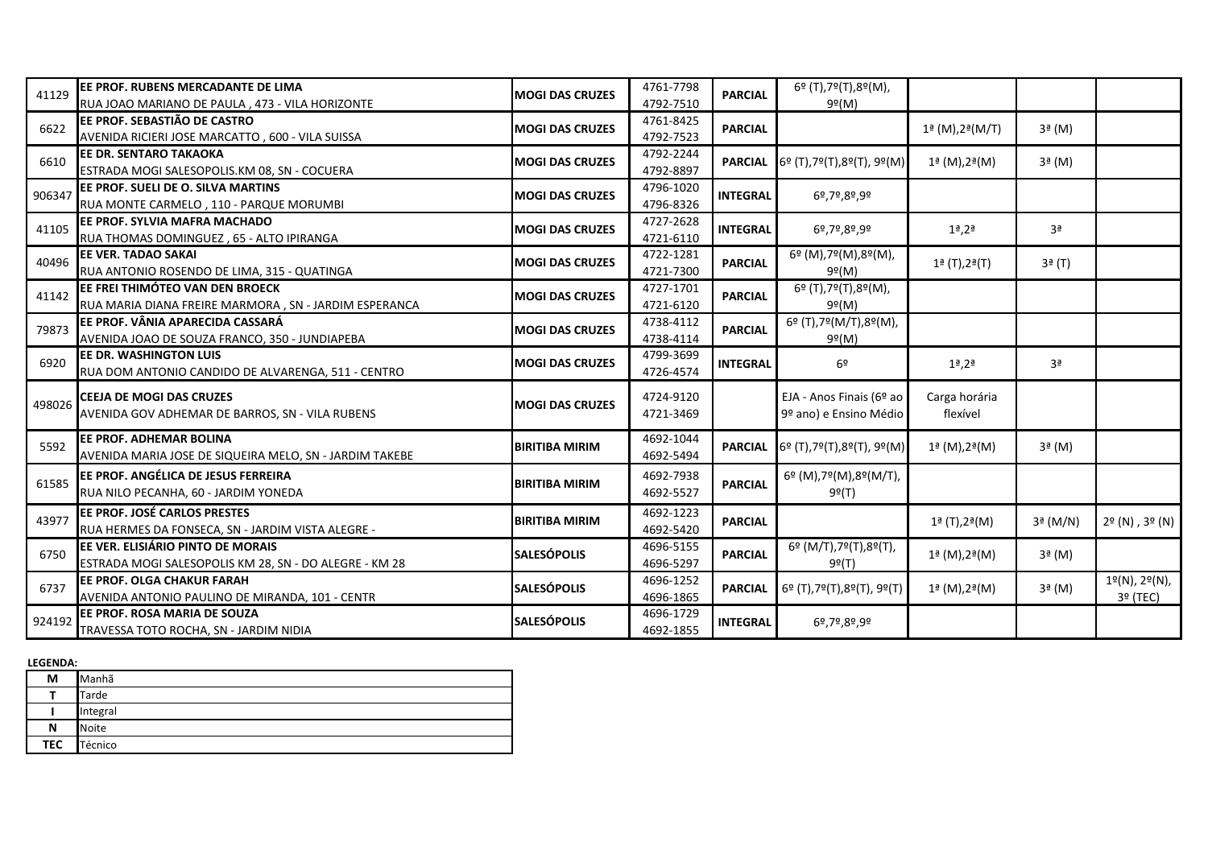| | | | | | | | | |
|---|---|---|---|---|---|---|---|---|
| 41129 | **EE PROF. RUBENS MERCADANTE DE LIMA**<br>RUA JOAO MARIANO DE PAULA , 473 - VILA HORIZONTE | **MOGI DAS CRUZES** | 4761-7798<br>4792-7510 | **PARCIAL** | 6º (T),7º(T),8º(M), 9º(M) | | | |
| 6622 | **EE PROF. SEBASTIÃO DE CASTRO**<br>AVENIDA RICIERI JOSE MARCATTO , 600 - VILA SUISSA | **MOGI DAS CRUZES** | 4761-8425<br>4792-7523 | **PARCIAL** | | 1ª (M),2ª(M/T) | 3ª (M) | |
| 6610 | **EE DR. SENTARO TAKAOKA**<br>ESTRADA MOGI SALESOPOLIS.KM 08, SN - COCUERA | **MOGI DAS CRUZES** | 4792-2244<br>4792-8897 | **PARCIAL** | 6º (T),7º(T),8º(T), 9º(M) | 1ª (M),2ª(M) | 3ª (M) | |
| 906347 | **EE PROF. SUELI DE O. SILVA MARTINS**<br>RUA MONTE CARMELO , 110 - PARQUE MORUMBI | **MOGI DAS CRUZES** | 4796-1020<br>4796-8326 | **INTEGRAL** | 6º,7º,8º,9º | | | |
| 41105 | **EE PROF. SYLVIA MAFRA MACHADO**<br>RUA THOMAS DOMINGUEZ , 65 - ALTO IPIRANGA | **MOGI DAS CRUZES** | 4727-2628<br>4721-6110 | **INTEGRAL** | 6º,7º,8º,9º | 1ª,2ª | 3ª | |
| 40496 | **EE VER. TADAO SAKAI**<br>RUA ANTONIO ROSENDO DE LIMA, 315 - QUATINGA | **MOGI DAS CRUZES** | 4722-1281<br>4721-7300 | **PARCIAL** | 6º (M),7º(M),8º(M), 9º(M) | 1ª (T),2ª(T) | 3ª (T) | |
| 41142 | **EE FREI THIMÓTEO VAN DEN BROECK**<br>RUA MARIA DIANA FREIRE MARMORA , SN - JARDIM ESPERANCA | **MOGI DAS CRUZES** | 4727-1701<br>4721-6120 | **PARCIAL** | 6º (T),7º(T),8º(M), 9º(M) | | | |
| 79873 | **EE PROF. VÂNIA APARECIDA CASSARÁ**<br>AVENIDA JOAO DE SOUZA FRANCO, 350 - JUNDIAPEBA | **MOGI DAS CRUZES** | 4738-4112<br>4738-4114 | **PARCIAL** | 6º (T),7º(M/T),8º(M), 9º(M) | | | |
| 6920 | **EE DR. WASHINGTON LUIS**<br>RUA DOM ANTONIO CANDIDO DE ALVARENGA, 511 - CENTRO | **MOGI DAS CRUZES** | 4799-3699<br>4726-4574 | **INTEGRAL** | 6º | 1ª,2ª | 3ª | |
| 498026 | **CEEJA DE MOGI DAS CRUZES**<br>AVENIDA GOV ADHEMAR DE BARROS, SN - VILA RUBENS | **MOGI DAS CRUZES** | 4724-9120<br>4721-3469 | | EJA - Anos Finais (6º ao 9º ano) e Ensino Médio | Carga horária flexível | | |
| 5592 | **EE PROF. ADHEMAR BOLINA**<br>AVENIDA MARIA JOSE DE SIQUEIRA MELO, SN - JARDIM TAKEBE | **BIRITIBA MIRIM** | 4692-1044<br>4692-5494 | **PARCIAL** | 6º (T),7º(T),8º(T), 9º(M) | 1ª (M),2ª(M) | 3ª (M) | |
| 61585 | **EE PROF. ANGÉLICA DE JESUS FERREIRA**<br>RUA NILO PECANHA, 60 - JARDIM YONEDA | **BIRITIBA MIRIM** | 4692-7938<br>4692-5527 | **PARCIAL** | 6º (M),7º(M),8º(M/T), 9º(T) | | | |
| 43977 | **EE PROF. JOSÉ CARLOS PRESTES**<br>RUA HERMES DA FONSECA, SN - JARDIM VISTA ALEGRE - | **BIRITIBA MIRIM** | 4692-1223<br>4692-5420 | **PARCIAL** | | 1ª (T),2ª(M) | 3ª (M/N) | 2º (N) , 3º (N) |
| 6750 | **EE VER. ELISIÁRIO PINTO DE MORAIS**<br>ESTRADA MOGI SALESOPOLIS KM 28, SN - DO ALEGRE - KM 28 | **SALESÓPOLIS** | 4696-5155<br>4696-5297 | **PARCIAL** | 6º (M/T),7º(T),8º(T), 9º(T) | 1ª (M),2ª(M) | 3ª (M) | |
| 6737 | **EE PROF. OLGA CHAKUR FARAH**<br>AVENIDA ANTONIO PAULINO DE MIRANDA, 101 - CENTR | **SALESÓPOLIS** | 4696-1252<br>4696-1865 | **PARCIAL** | 6º (T),7º(T),8º(T), 9º(T) | 1ª (M),2ª(M) | 3ª (M) | 1º(N), 2º(N), 3º (TEC) |
| 924192 | **EE PROF. ROSA MARIA DE SOUZA**<br>TRAVESSA TOTO ROCHA, SN - JARDIM NIDIA | **SALESÓPOLIS** | 4696-1729<br>4692-1855 | **INTEGRAL** | 6º,7º,8º,9º | | | |

**LEGENDA:**

| | |
|---|---|
| **M** | Manhã |
| **T** | Tarde |
| **I** | Integral |
| **N** | Noite |
| **TEC** | Técnico |